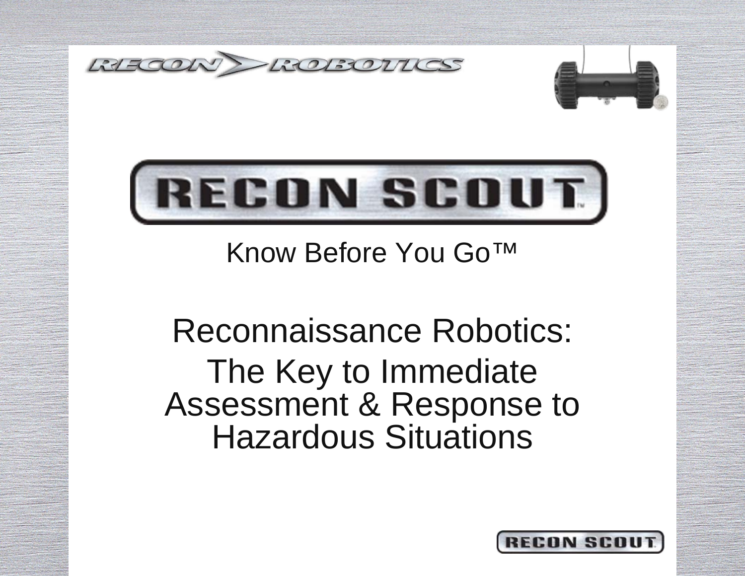RECON ROBOTICS

# RECON SCOUT

Know Before You Go™

## Reconnaissance Robotics: The Key to Immediate Assessment & Response to Hazardous Situations

RECON SCOUT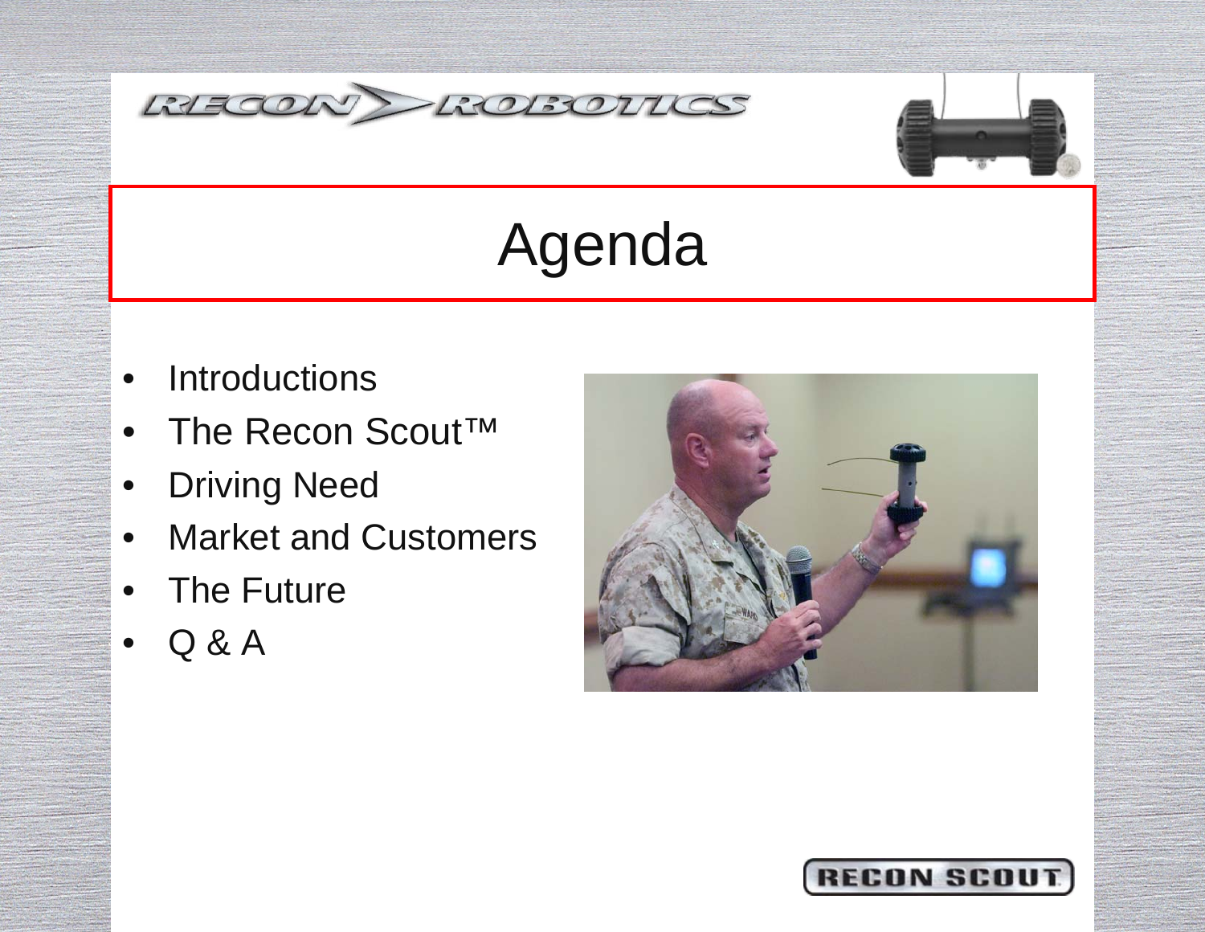# Agenda

- Introductions
- The Recon Scout™
- Driving Need
- Market and Customers
- The Future
- Q & A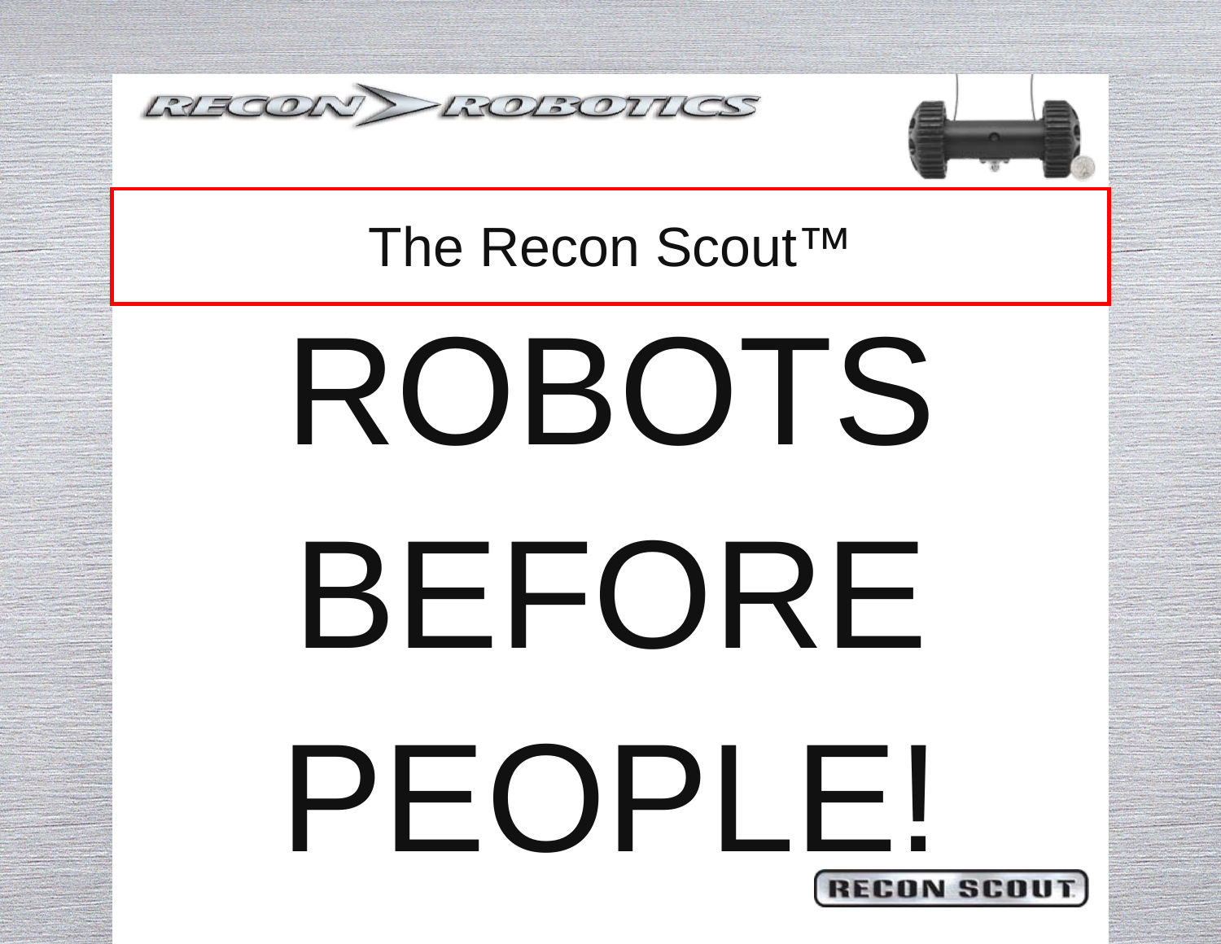RECON ROBOTICS

## The Recon Scout™

# ROBOTS BEFORE PEOPLE!

RECON SCOUT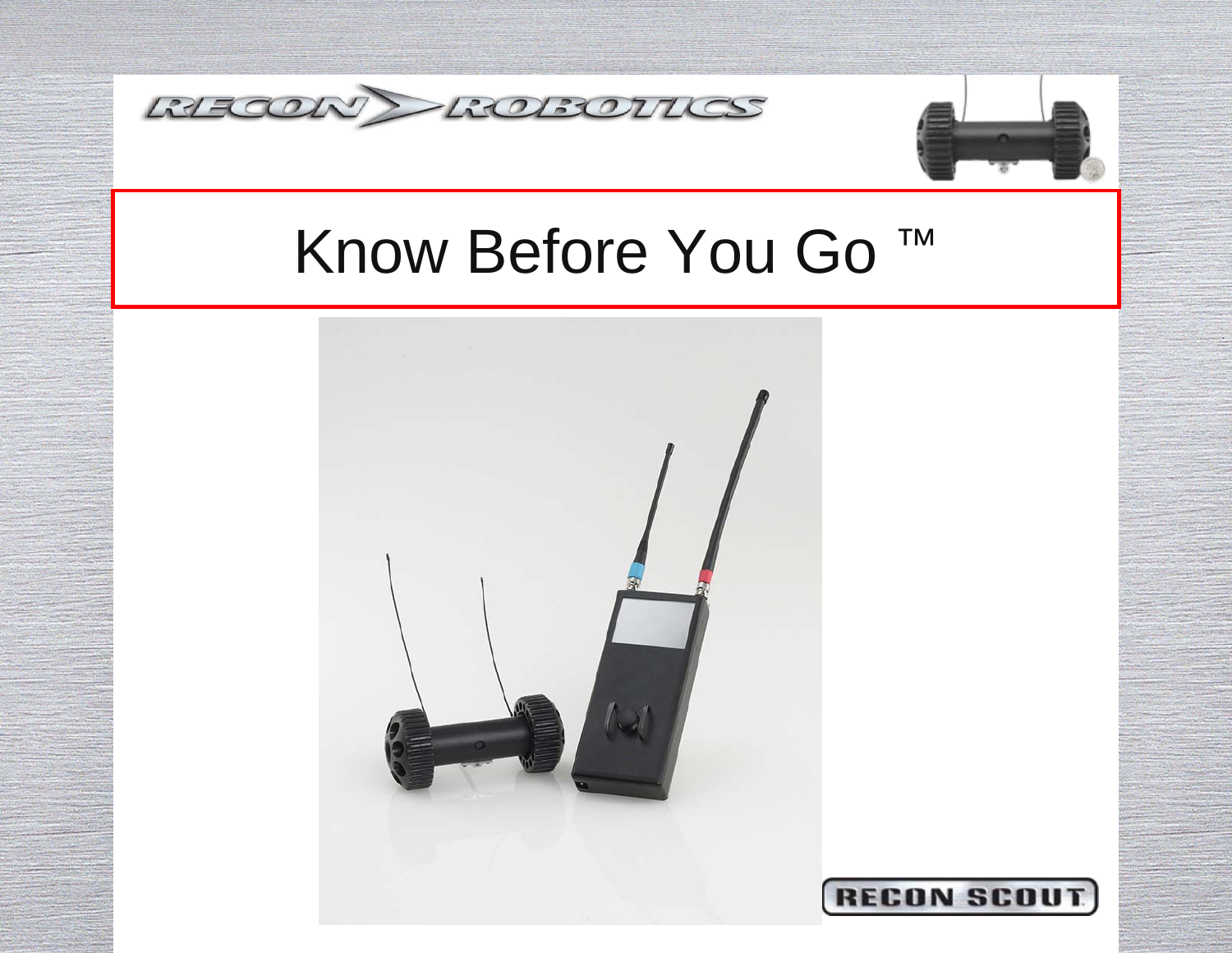RECON ROBOTICS

# Know Before You Go ™

RECON SCOUT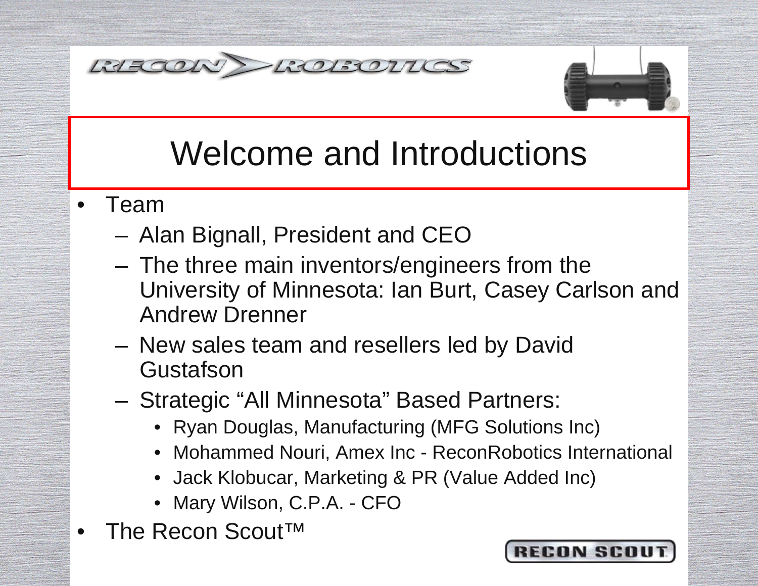# Welcome and Introductions

- Team
  - Alan Bignall, President and CEO
  - The three main inventors/engineers from the University of Minnesota: Ian Burt, Casey Carlson and Andrew Drenner
  - New sales team and resellers led by David Gustafson
  - Strategic “All Minnesota” Based Partners:
    - Ryan Douglas, Manufacturing (MFG Solutions Inc)
    - Mohammed Nouri, Amex Inc - ReconRobotics International
    - Jack Klobucar, Marketing & PR (Value Added Inc)
    - Mary Wilson, C.P.A. - CFO
- The Recon Scout™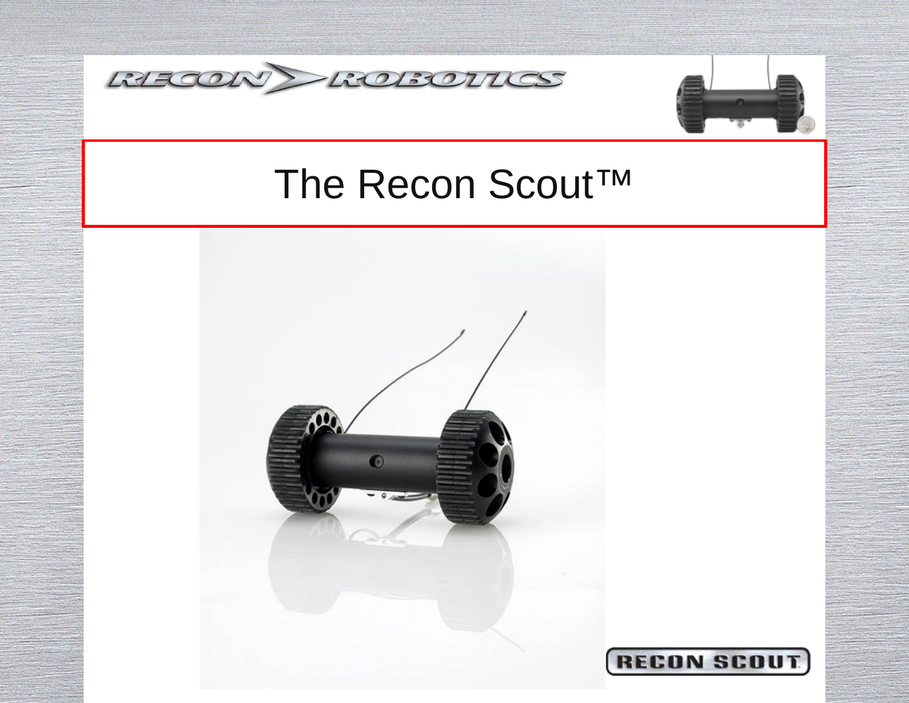# The Recon Scout™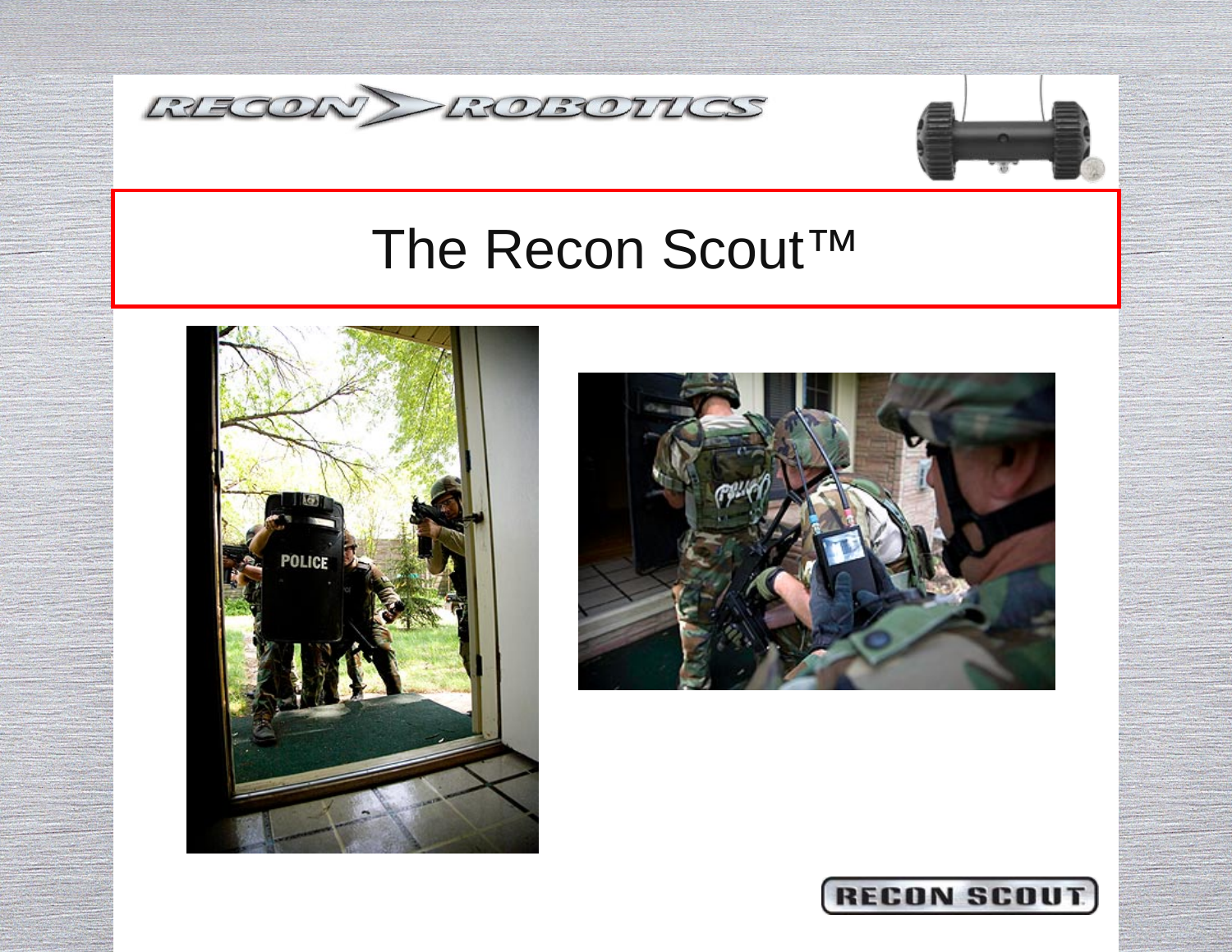# The Recon Scout™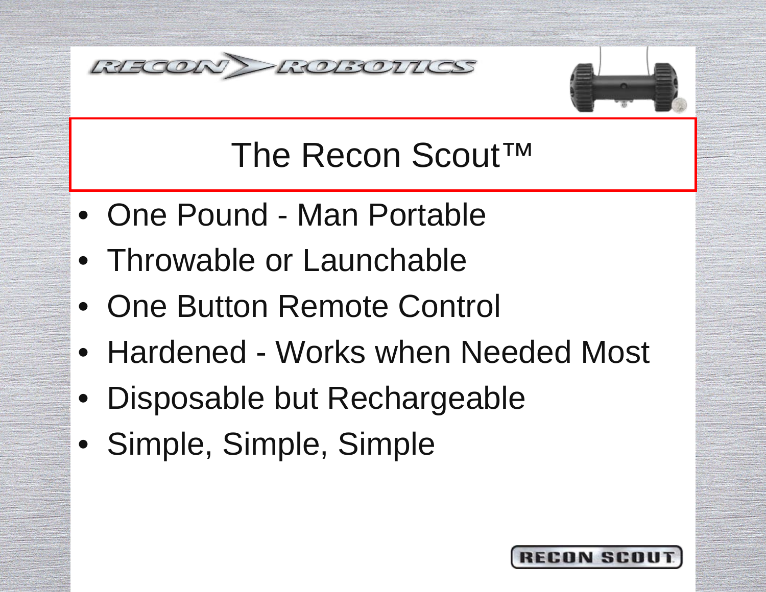# The Recon Scout™

- One Pound - Man Portable
- Throwable or Launchable
- One Button Remote Control
- Hardened - Works when Needed Most
- Disposable but Rechargeable
- Simple, Simple, Simple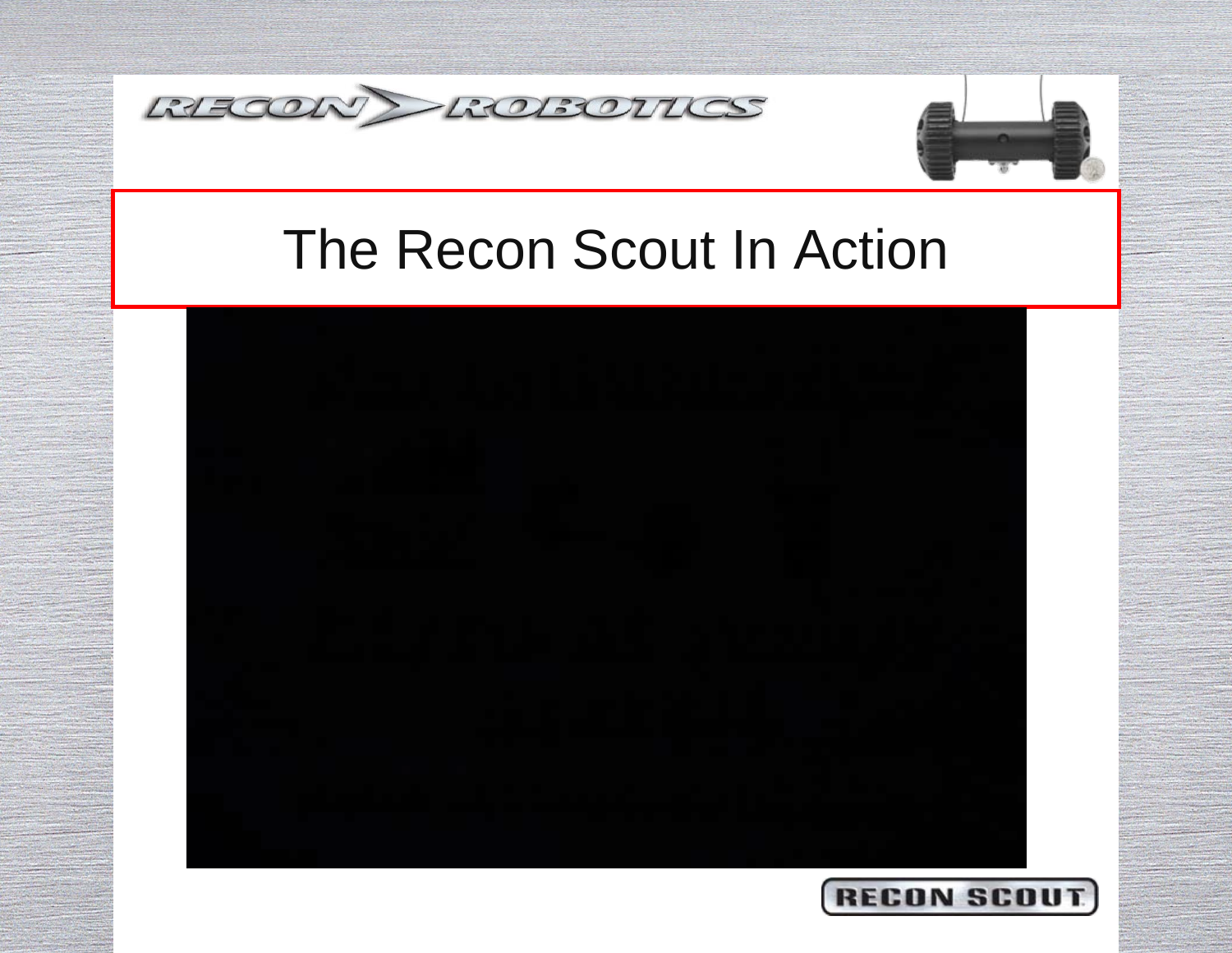# The Recon Scout In Action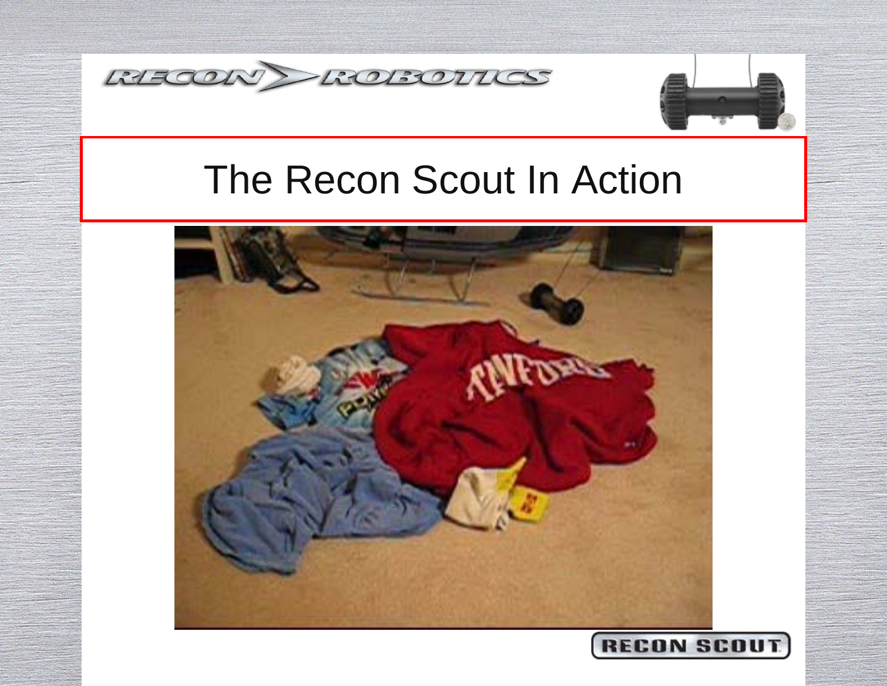# The Recon Scout In Action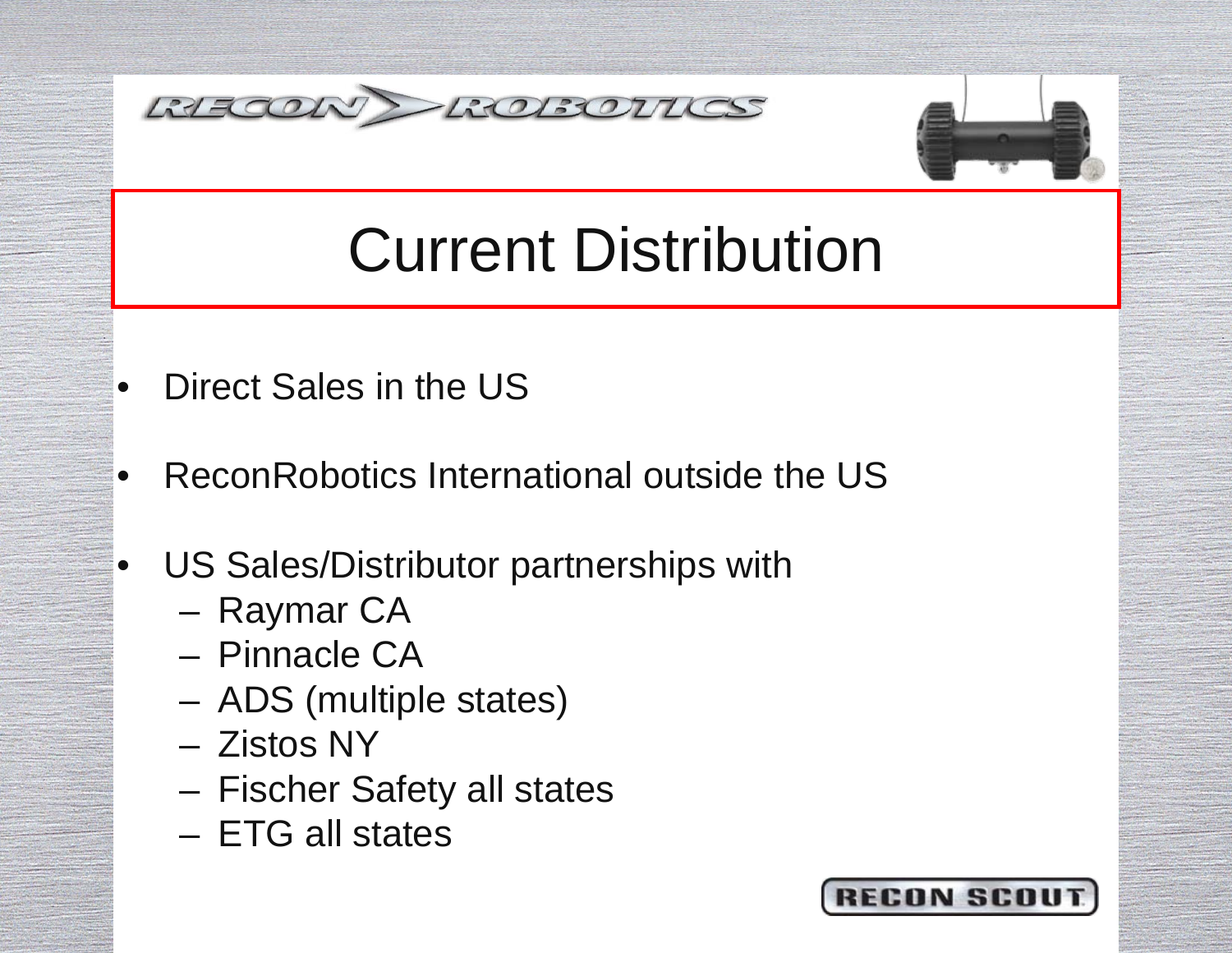# Current Distribution

- Direct Sales in the US
- ReconRobotics International outside the US
- US Sales/Distributor partnerships with
  - Raymar CA
  - Pinnacle CA
  - ADS (multiple states)
  - Zistos NY
  - Fischer Safety all states
  - ETG all states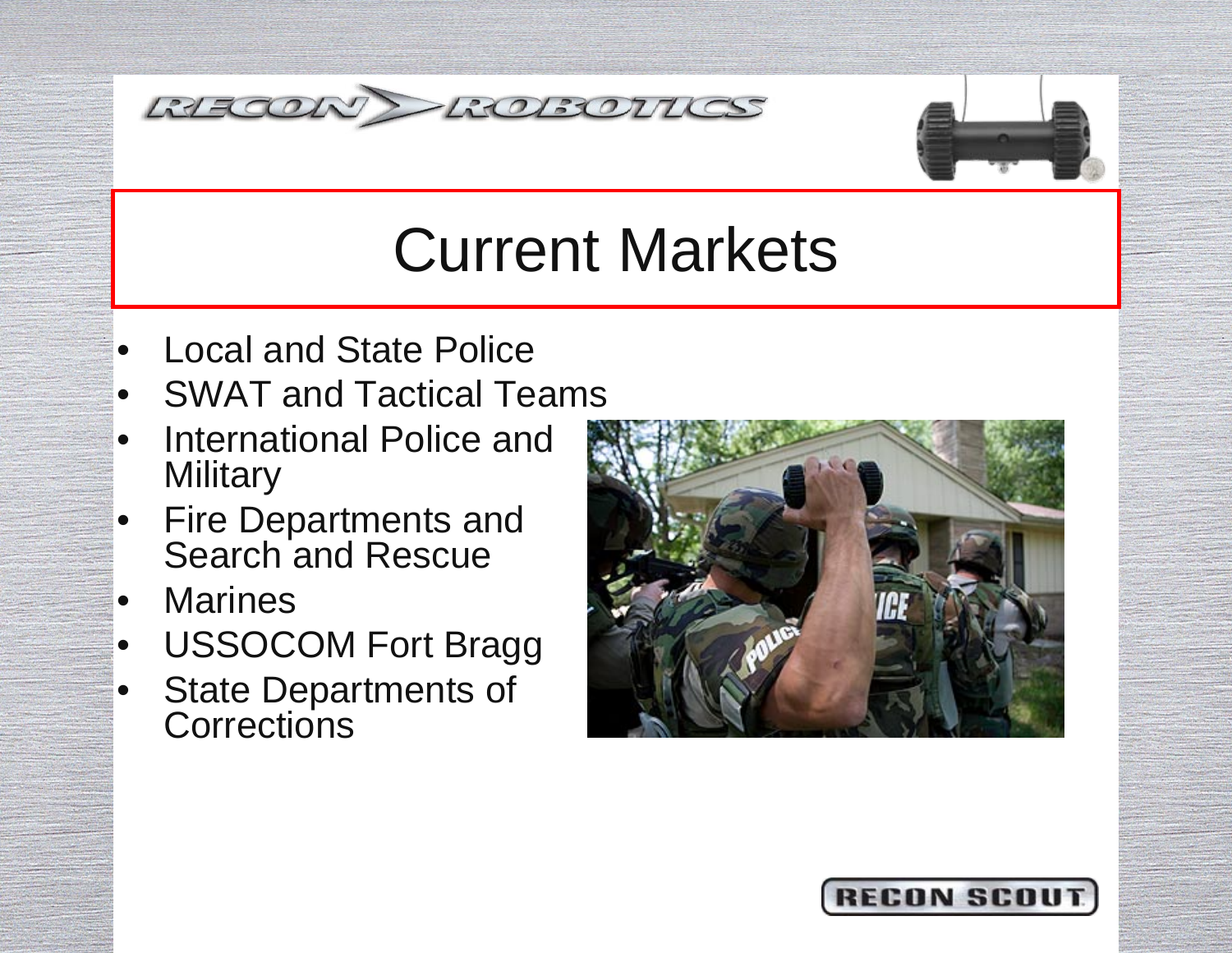# Current Markets

- Local and State Police
- SWAT and Tactical Teams
- International Police and Military
- Fire Departments and Search and Rescue
- Marines
- USSOCOM Fort Bragg
- State Departments of Corrections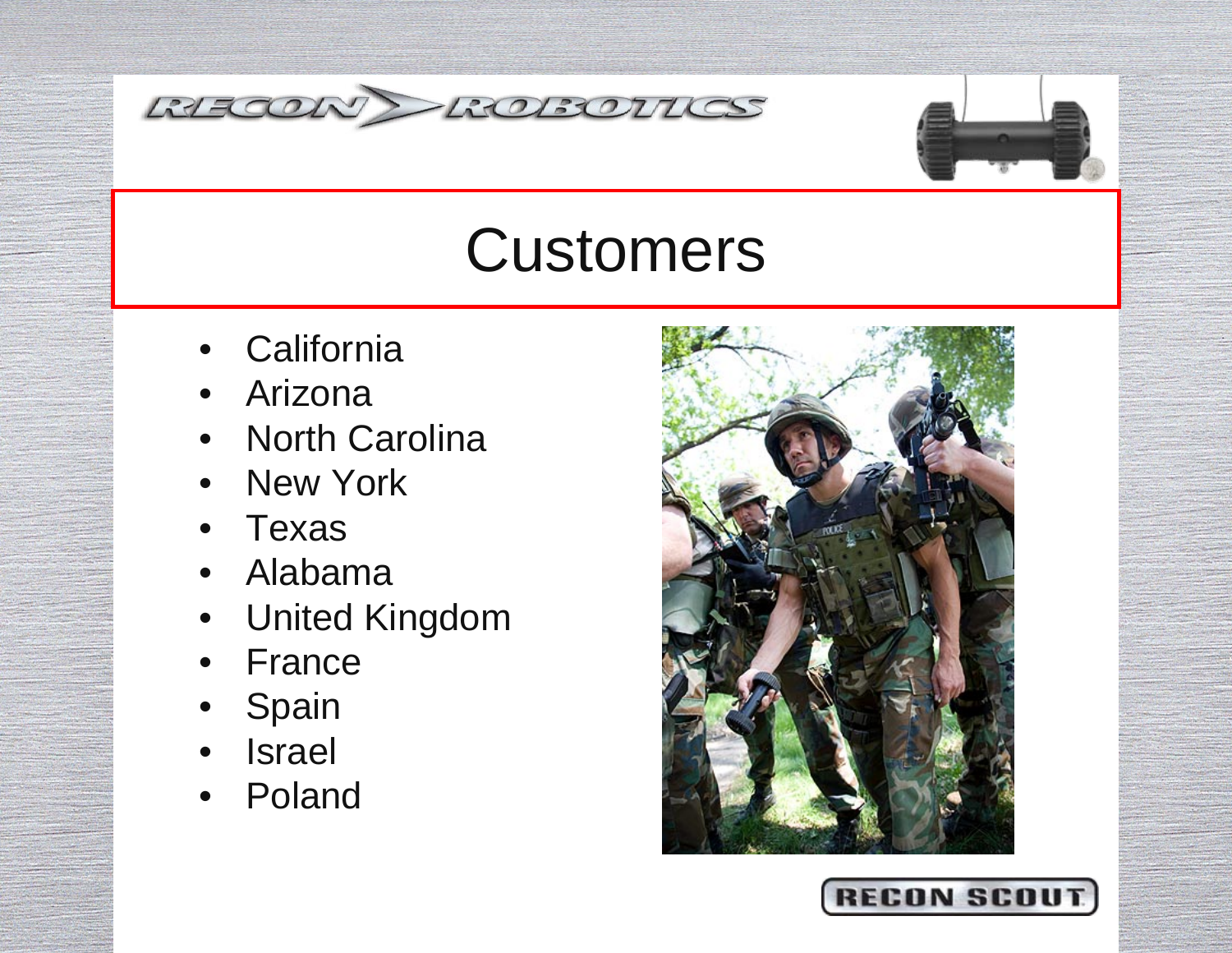# Customers

- California
- Arizona
- North Carolina
- New York
- Texas
- Alabama
- United Kingdom
- France
- Spain
- Israel
- Poland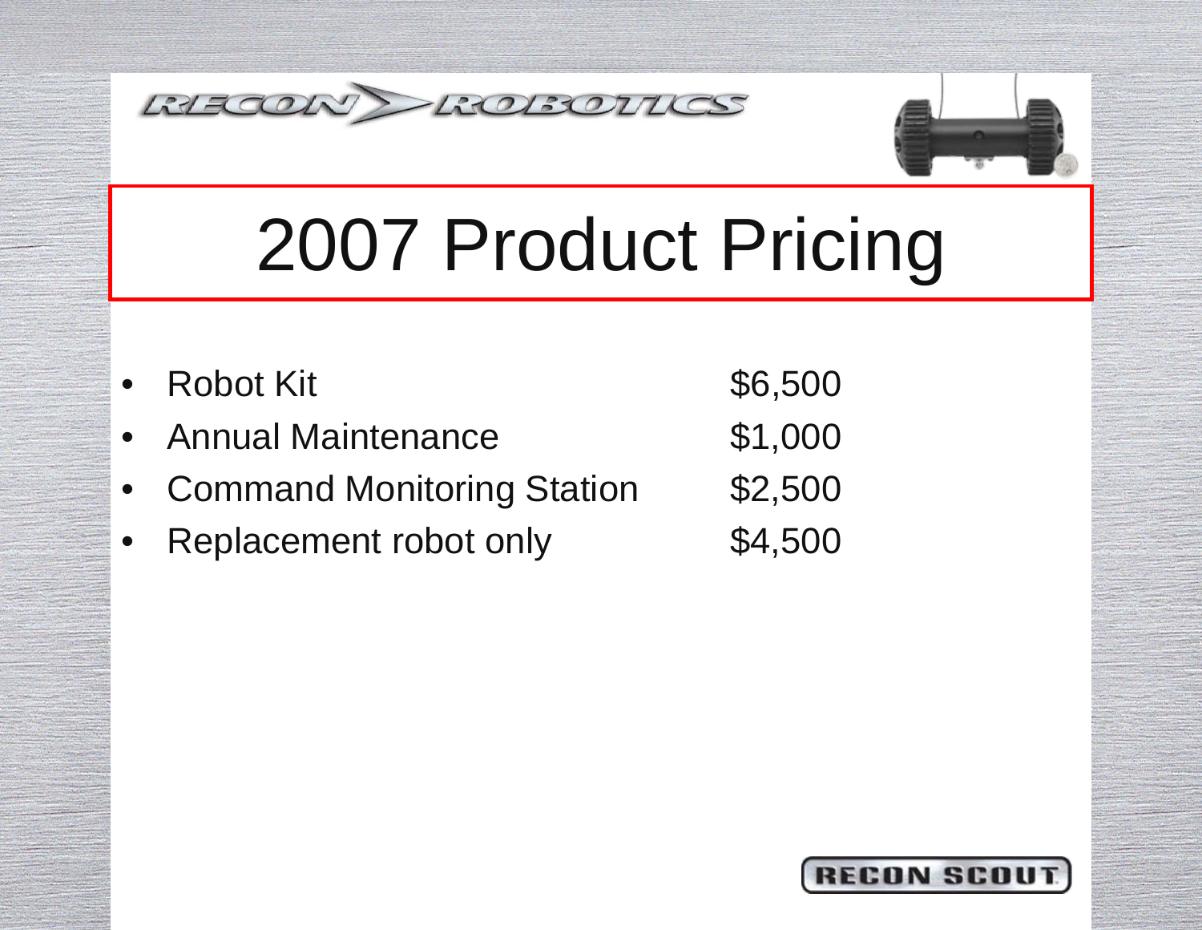RECON ROBOTICS

# 2007 Product Pricing

| Item | Price |
| --- | --- |
| Robot Kit | $6,500 |
| Annual Maintenance | $1,000 |
| Command Monitoring Station | $2,500 |
| Replacement robot only | $4,500 |

RECON SCOUT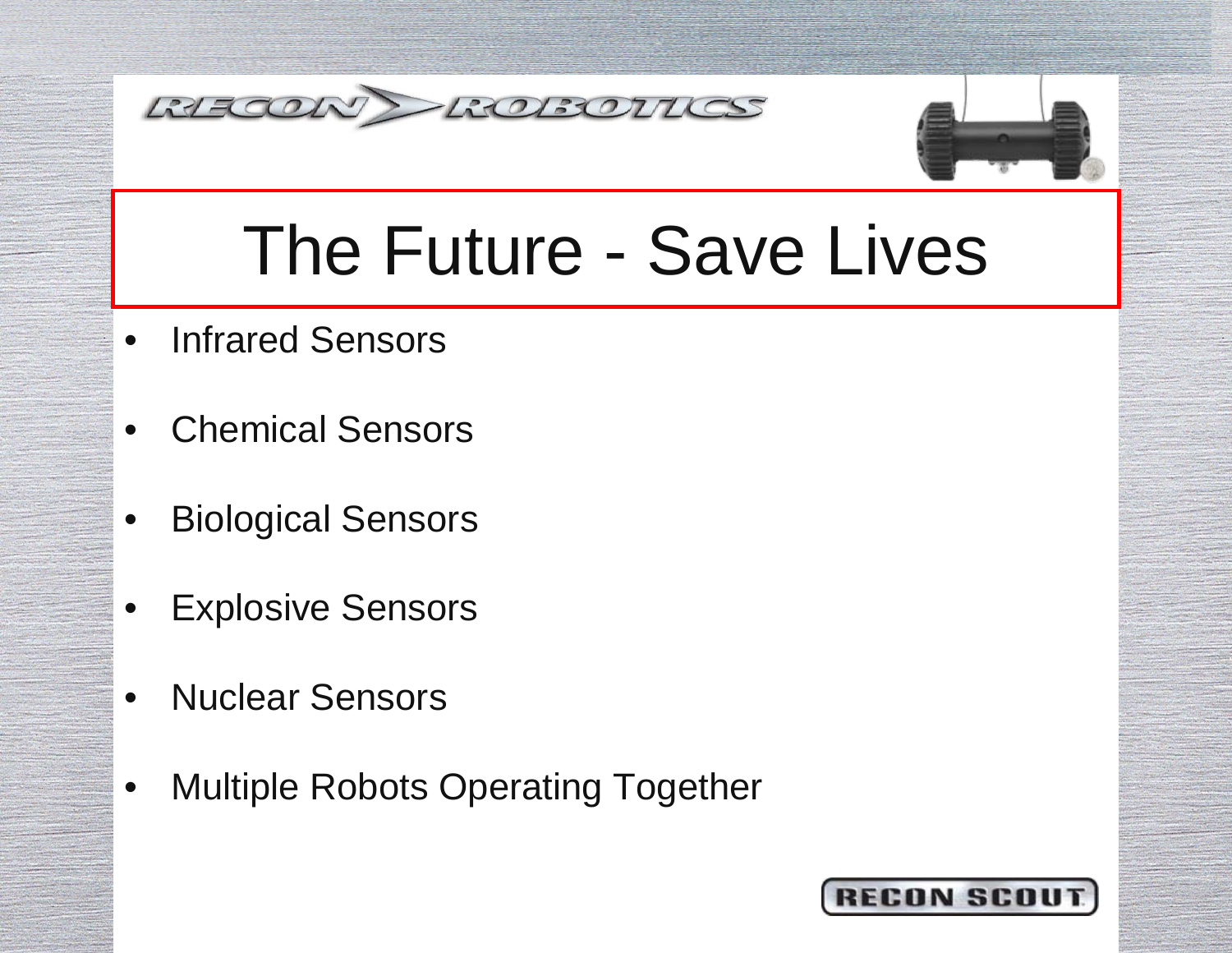# The Future - Save Lives

- Infrared Sensors
- Chemical Sensors
- Biological Sensors
- Explosive Sensors
- Nuclear Sensors
- Multiple Robots Operating Together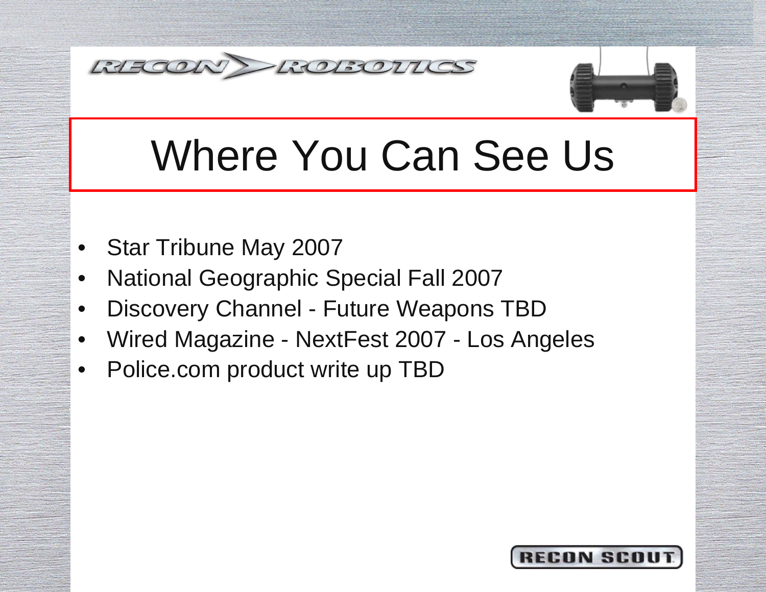# Where You Can See Us

- Star Tribune May 2007
- National Geographic Special Fall 2007
- Discovery Channel - Future Weapons TBD
- Wired Magazine - NextFest 2007 - Los Angeles
- Police.com product write up TBD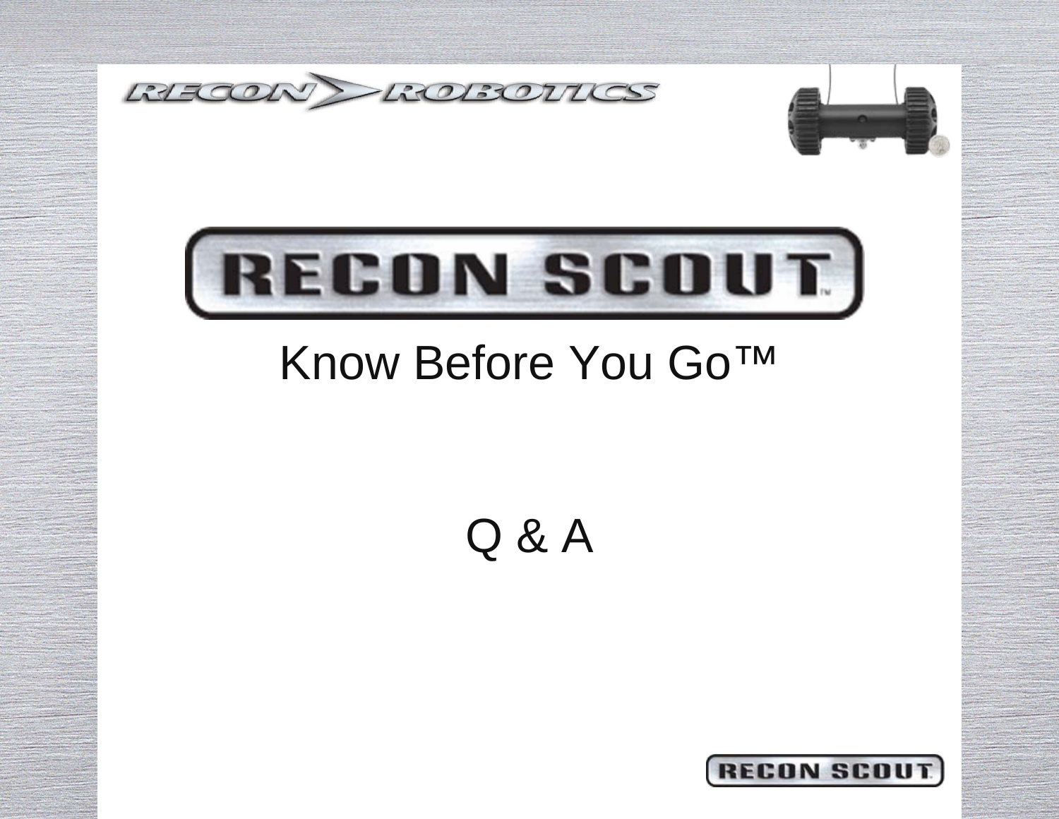# RECON SCOUT

Know Before You Go™

Q & A